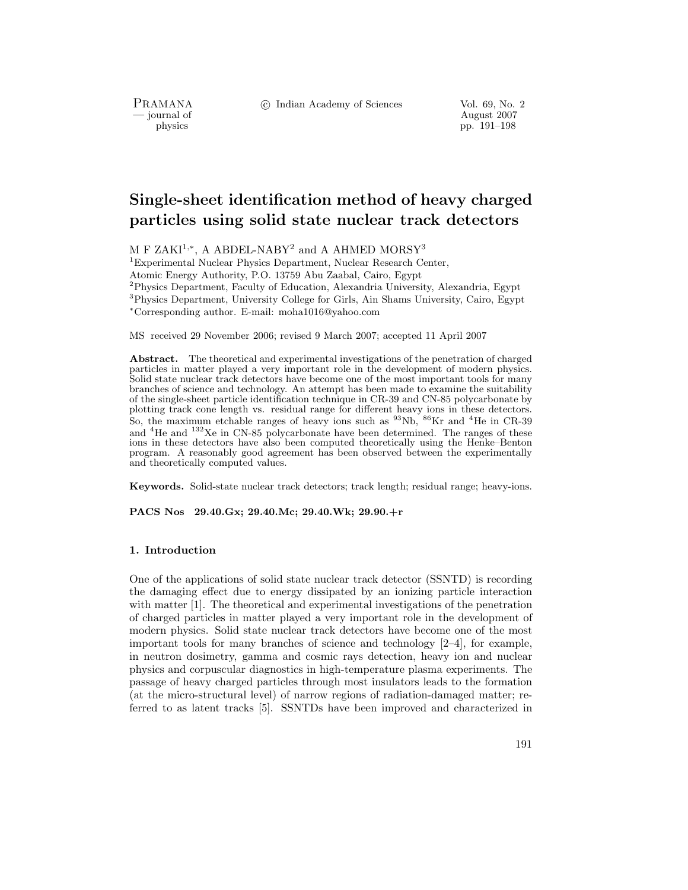# Single-sheet identification method of heavy charged particles using solid state nuclear track detectors

M F ZAKI[1,*], A ABDEL-NABY[2] and A AHMED MORSY[3]

[1]Experimental Nuclear Physics Department, Nuclear Research Center, Atomic Energy Authority, P.O. 13759 Abu Zaabal, Cairo, Egypt

[2]Physics Department, Faculty of Education, Alexandria University, Alexandria, Egypt

[3]Physics Department, University College for Girls, Ain Shams University, Cairo, Egypt

[*]Corresponding author. E-mail: moha1016@yahoo.com

MS received 29 November 2006; revised 9 March 2007; accepted 11 April 2007

**Abstract.** The theoretical and experimental investigations of the penetration of charged particles in matter played a very important role in the development of modern physics. Solid state nuclear track detectors have become one of the most important tools for many branches of science and technology. An attempt has been made to examine the suitability of the single-sheet particle identification technique in CR-39 and CN-85 polycarbonate by plotting track cone length vs. residual range for different heavy ions in these detectors. So, the maximum etchable ranges of heavy ions such as $^{93}$Nb, $^{86}$Kr and $^{4}$He in CR-39 and $^{4}$He and $^{132}$Xe in CN-85 polycarbonate have been determined. The ranges of these ions in these detectors have also been computed theoretically using the Henke–Benton program. A reasonably good agreement has been observed between the experimentally and theoretically computed values.

**Keywords.** Solid-state nuclear track detectors; track length; residual range; heavy-ions.

**PACS Nos 29.40.Gx; 29.40.Mc; 29.40.Wk; 29.90.+r**

## 1. Introduction

One of the applications of solid state nuclear track detector (SSNTD) is recording the damaging effect due to energy dissipated by an ionizing particle interaction with matter [1]. The theoretical and experimental investigations of the penetration of charged particles in matter played a very important role in the development of modern physics. Solid state nuclear track detectors have become one of the most important tools for many branches of science and technology [2–4], for example, in neutron dosimetry, gamma and cosmic rays detection, heavy ion and nuclear physics and corpuscular diagnostics in high-temperature plasma experiments. The passage of heavy charged particles through most insulators leads to the formation (at the micro-structural level) of narrow regions of radiation-damaged matter; referred to as latent tracks [5]. SSNTDs have been improved and characterized in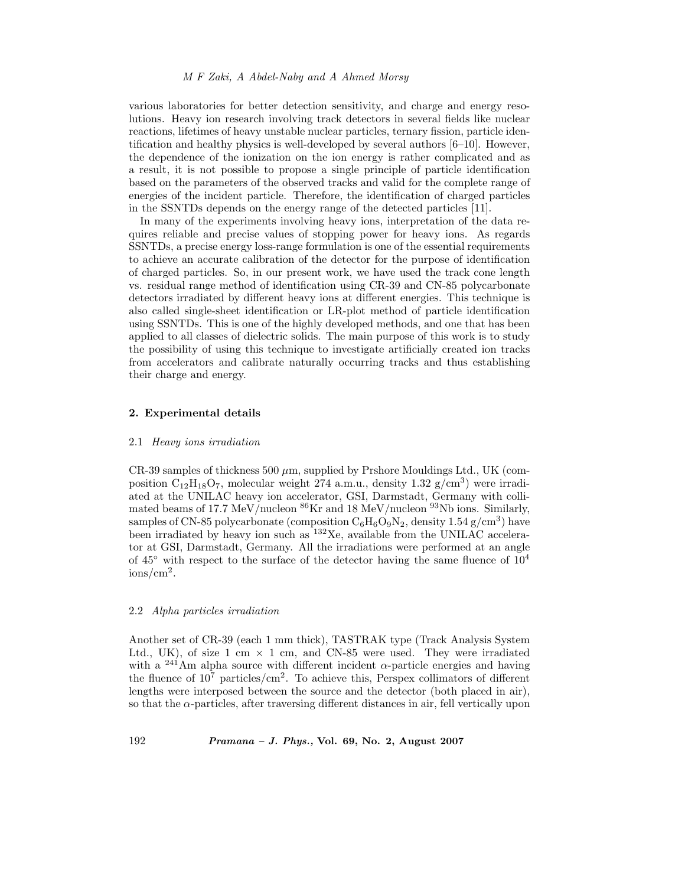various laboratories for better detection sensitivity, and charge and energy resolutions. Heavy ion research involving track detectors in several fields like nuclear reactions, lifetimes of heavy unstable nuclear particles, ternary fission, particle identification and healthy physics is well-developed by several authors [6–10]. However, the dependence of the ionization on the ion energy is rather complicated and as a result, it is not possible to propose a single principle of particle identification based on the parameters of the observed tracks and valid for the complete range of energies of the incident particle. Therefore, the identification of charged particles in the SSNTDs depends on the energy range of the detected particles [11].

In many of the experiments involving heavy ions, interpretation of the data requires reliable and precise values of stopping power for heavy ions. As regards SSNTDs, a precise energy loss-range formulation is one of the essential requirements to achieve an accurate calibration of the detector for the purpose of identification of charged particles. So, in our present work, we have used the track cone length vs. residual range method of identification using CR-39 and CN-85 polycarbonate detectors irradiated by different heavy ions at different energies. This technique is also called single-sheet identification or LR-plot method of particle identification using SSNTDs. This is one of the highly developed methods, and one that has been applied to all classes of dielectric solids. The main purpose of this work is to study the possibility of using this technique to investigate artificially created ion tracks from accelerators and calibrate naturally occurring tracks and thus establishing their charge and energy.

## 2. Experimental details

### 2.1 *Heavy ions irradiation*

CR-39 samples of thickness 500 $\mu$m, supplied by Prshore Mouldings Ltd., UK (composition $C_{12}H_{18}O_7$, molecular weight 274 a.m.u., density 1.32 g/cm$^3$) were irradiated at the UNILAC heavy ion accelerator, GSI, Darmstadt, Germany with collimated beams of 17.7 MeV/nucleon $^{86}$Kr and 18 MeV/nucleon $^{93}$Nb ions. Similarly, samples of CN-85 polycarbonate (composition $C_6H_6O_9N_2$, density 1.54 g/cm$^3$) have been irradiated by heavy ion such as $^{132}$Xe, available from the UNILAC accelerator at GSI, Darmstadt, Germany. All the irradiations were performed at an angle of 45° with respect to the surface of the detector having the same fluence of $10^4$ ions/cm$^2$.

### 2.2 *Alpha particles irradiation*

Another set of CR-39 (each 1 mm thick), TASTRAK type (Track Analysis System Ltd., UK), of size 1 cm × 1 cm, and CN-85 were used. They were irradiated with a $^{241}$Am alpha source with different incident $\alpha$-particle energies and having the fluence of $10^7$ particles/cm$^2$. To achieve this, Perspex collimators of different lengths were interposed between the source and the detector (both placed in air), so that the $\alpha$-particles, after traversing different distances in air, fell vertically upon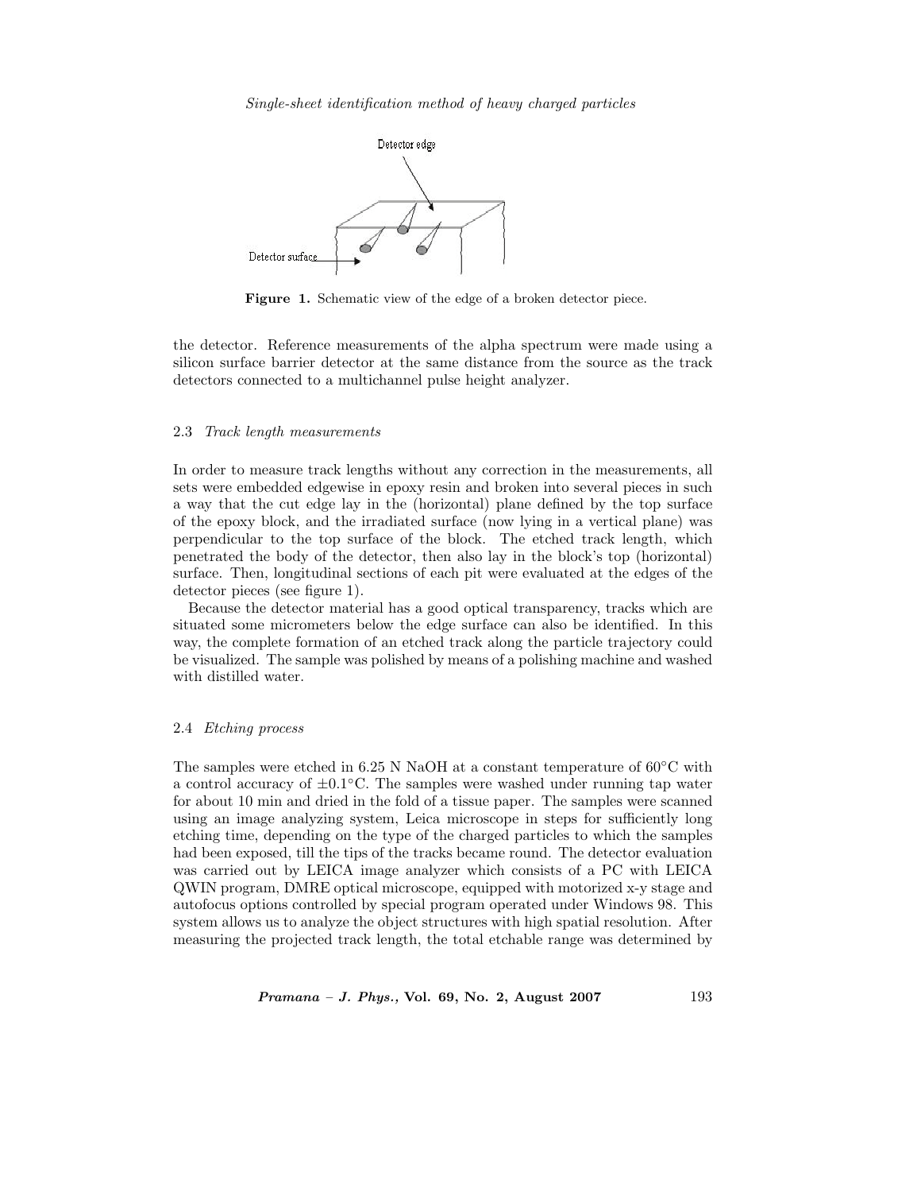Figure 1. Schematic view of the edge of a broken detector piece.

the detector. Reference measurements of the alpha spectrum were made using a silicon surface barrier detector at the same distance from the source as the track detectors connected to a multichannel pulse height analyzer.

### 2.3 *Track length measurements*

In order to measure track lengths without any correction in the measurements, all sets were embedded edgewise in epoxy resin and broken into several pieces in such a way that the cut edge lay in the (horizontal) plane defined by the top surface of the epoxy block, and the irradiated surface (now lying in a vertical plane) was perpendicular to the top surface of the block. The etched track length, which penetrated the body of the detector, then also lay in the block's top (horizontal) surface. Then, longitudinal sections of each pit were evaluated at the edges of the detector pieces (see figure 1).

Because the detector material has a good optical transparency, tracks which are situated some micrometers below the edge surface can also be identified. In this way, the complete formation of an etched track along the particle trajectory could be visualized. The sample was polished by means of a polishing machine and washed with distilled water.

### 2.4 *Etching process*

The samples were etched in 6.25 N NaOH at a constant temperature of 60°C with a control accuracy of $\pm 0.1$°C. The samples were washed under running tap water for about 10 min and dried in the fold of a tissue paper. The samples were scanned using an image analyzing system, Leica microscope in steps for sufficiently long etching time, depending on the type of the charged particles to which the samples had been exposed, till the tips of the tracks became round. The detector evaluation was carried out by LEICA image analyzer which consists of a PC with LEICA QWIN program, DMRE optical microscope, equipped with motorized x-y stage and autofocus options controlled by special program operated under Windows 98. This system allows us to analyze the object structures with high spatial resolution. After measuring the projected track length, the total etchable range was determined by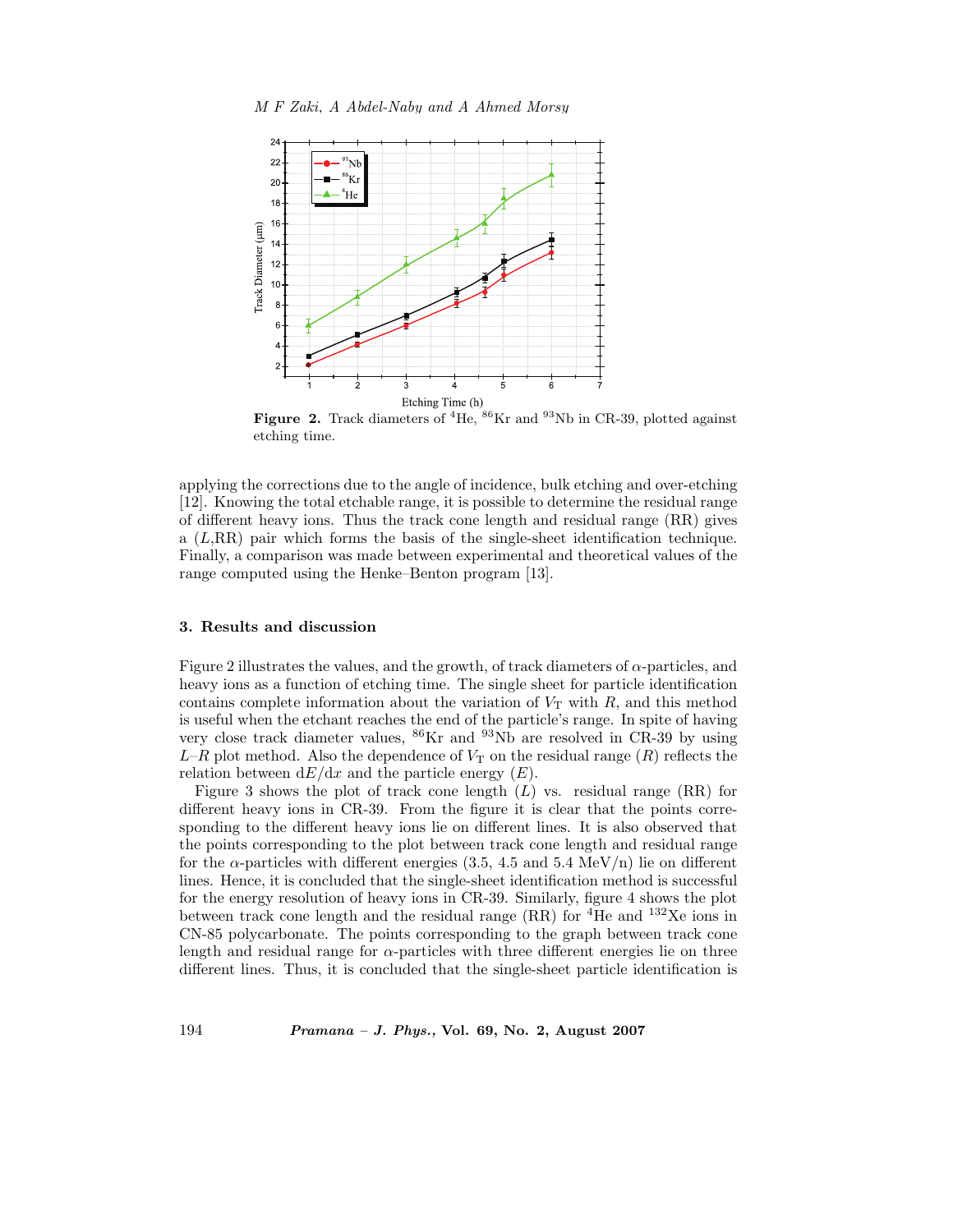**Figure 2.** Track diameters of $^{4}$He, $^{86}$Kr and $^{93}$Nb in CR-39, plotted against etching time.

applying the corrections due to the angle of incidence, bulk etching and over-etching [12]. Knowing the total etchable range, it is possible to determine the residual range of different heavy ions. Thus the track cone length and residual range (RR) gives a ($L$,RR) pair which forms the basis of the single-sheet identification technique. Finally, a comparison was made between experimental and theoretical values of the range computed using the Henke–Benton program [13].

## 3. Results and discussion

Figure 2 illustrates the values, and the growth, of track diameters of $\alpha$-particles, and heavy ions as a function of etching time. The single sheet for particle identification contains complete information about the variation of $V_{\mathrm{T}}$ with $R$, and this method is useful when the etchant reaches the end of the particle's range. In spite of having very close track diameter values, $^{86}$Kr and $^{93}$Nb are resolved in CR-39 by using $L$–$R$ plot method. Also the dependence of $V_{\mathrm{T}}$ on the residual range ($R$) reflects the relation between $\mathrm{d}E/\mathrm{d}x$ and the particle energy ($E$).

Figure 3 shows the plot of track cone length ($L$) vs. residual range (RR) for different heavy ions in CR-39. From the figure it is clear that the points corresponding to the different heavy ions lie on different lines. It is also observed that the points corresponding to the plot between track cone length and residual range for the $\alpha$-particles with different energies (3.5, 4.5 and 5.4 MeV/n) lie on different lines. Hence, it is concluded that the single-sheet identification method is successful for the energy resolution of heavy ions in CR-39. Similarly, figure 4 shows the plot between track cone length and the residual range (RR) for $^{4}$He and $^{132}$Xe ions in CN-85 polycarbonate. The points corresponding to the graph between track cone length and residual range for $\alpha$-particles with three different energies lie on three different lines. Thus, it is concluded that the single-sheet particle identification is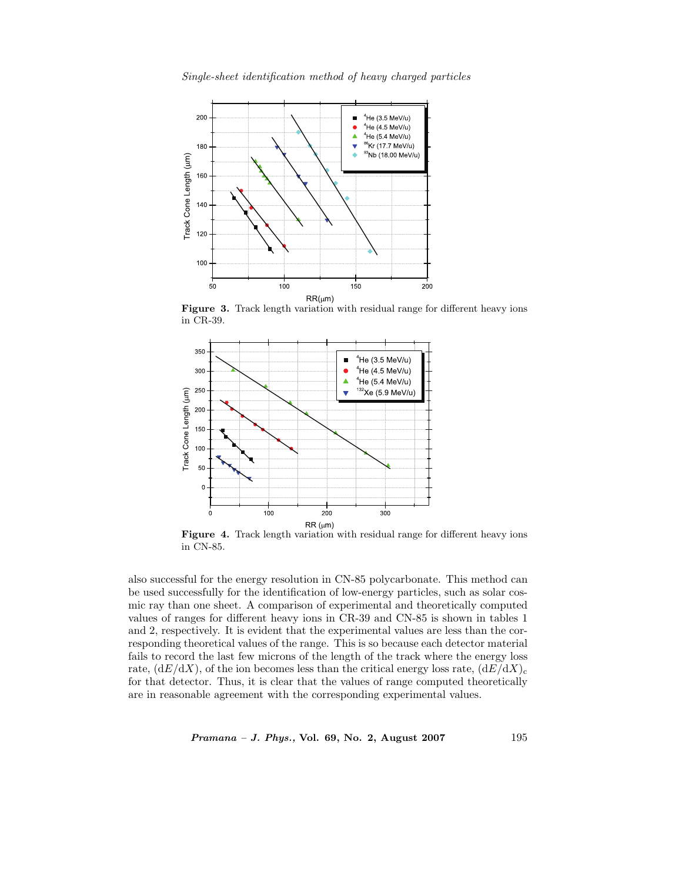**Figure 3.** Track length variation with residual range for different heavy ions in CR-39.

**Figure 4.** Track length variation with residual range for different heavy ions in CN-85.

also successful for the energy resolution in CN-85 polycarbonate. This method can be used successfully for the identification of low-energy particles, such as solar cosmic ray than one sheet. A comparison of experimental and theoretically computed values of ranges for different heavy ions in CR-39 and CN-85 is shown in tables 1 and 2, respectively. It is evident that the experimental values are less than the corresponding theoretical values of the range. This is so because each detector material fails to record the last few microns of the length of the track where the energy loss rate, $(\mathrm{d}E/\mathrm{d}X)$, of the ion becomes less than the critical energy loss rate, $(\mathrm{d}E/\mathrm{d}X)_\mathrm{c}$ for that detector. Thus, it is clear that the values of range computed theoretically are in reasonable agreement with the corresponding experimental values.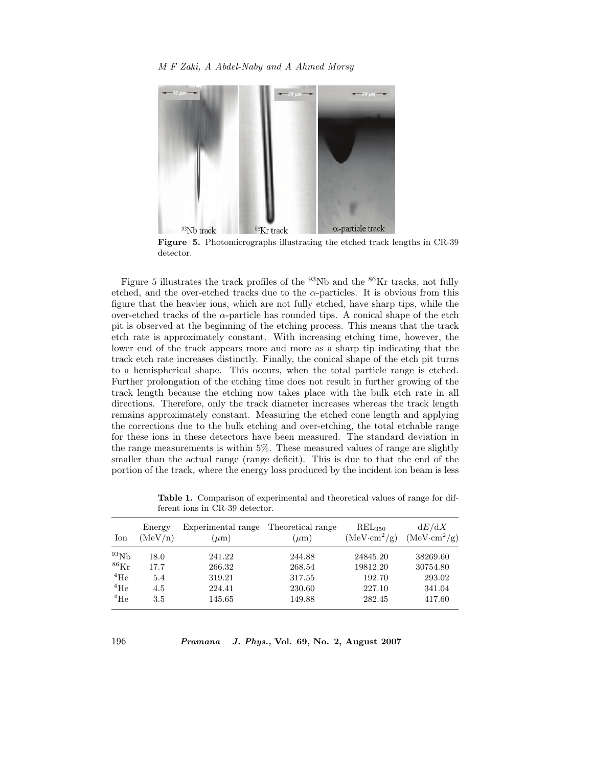**Figure 5.** Photomicrographs illustrating the etched track lengths in CR-39 detector.

Figure 5 illustrates the track profiles of the $^{93}$Nb and the $^{86}$Kr tracks, not fully etched, and the over-etched tracks due to the $\alpha$-particles. It is obvious from this figure that the heavier ions, which are not fully etched, have sharp tips, while the over-etched tracks of the $\alpha$-particle has rounded tips. A conical shape of the etch pit is observed at the beginning of the etching process. This means that the track etch rate is approximately constant. With increasing etching time, however, the lower end of the track appears more and more as a sharp tip indicating that the track etch rate increases distinctly. Finally, the conical shape of the etch pit turns to a hemispherical shape. This occurs, when the total particle range is etched. Further prolongation of the etching time does not result in further growing of the track length because the etching now takes place with the bulk etch rate in all directions. Therefore, only the track diameter increases whereas the track length remains approximately constant. Measuring the etched cone length and applying the corrections due to the bulk etching and over-etching, the total etchable range for these ions in these detectors have been measured. The standard deviation in the range measurements is within 5%. These measured values of range are slightly smaller than the actual range (range deficit). This is due to that the end of the portion of the track, where the energy loss produced by the incident ion beam is less

**Table 1.** Comparison of experimental and theoretical values of range for different ions in CR-39 detector.

| Ion | Energy (MeV/n) | Experimental range ($\mu$m) | Theoretical range ($\mu$m) | $\mathrm{REL}_{350}$ (MeV·cm$^2$/g) | d$E$/d$X$ (MeV·cm$^2$/g) |
|---|---|---|---|---|---|
| $^{93}$Nb | 18.0 | 241.22 | 244.88 | 24845.20 | 38269.60 |
| $^{86}$Kr | 17.7 | 266.32 | 268.54 | 19812.20 | 30754.80 |
| $^{4}$He | 5.4 | 319.21 | 317.55 | 192.70 | 293.02 |
| $^{4}$He | 4.5 | 224.41 | 230.60 | 227.10 | 341.04 |
| $^{4}$He | 3.5 | 145.65 | 149.88 | 282.45 | 417.60 |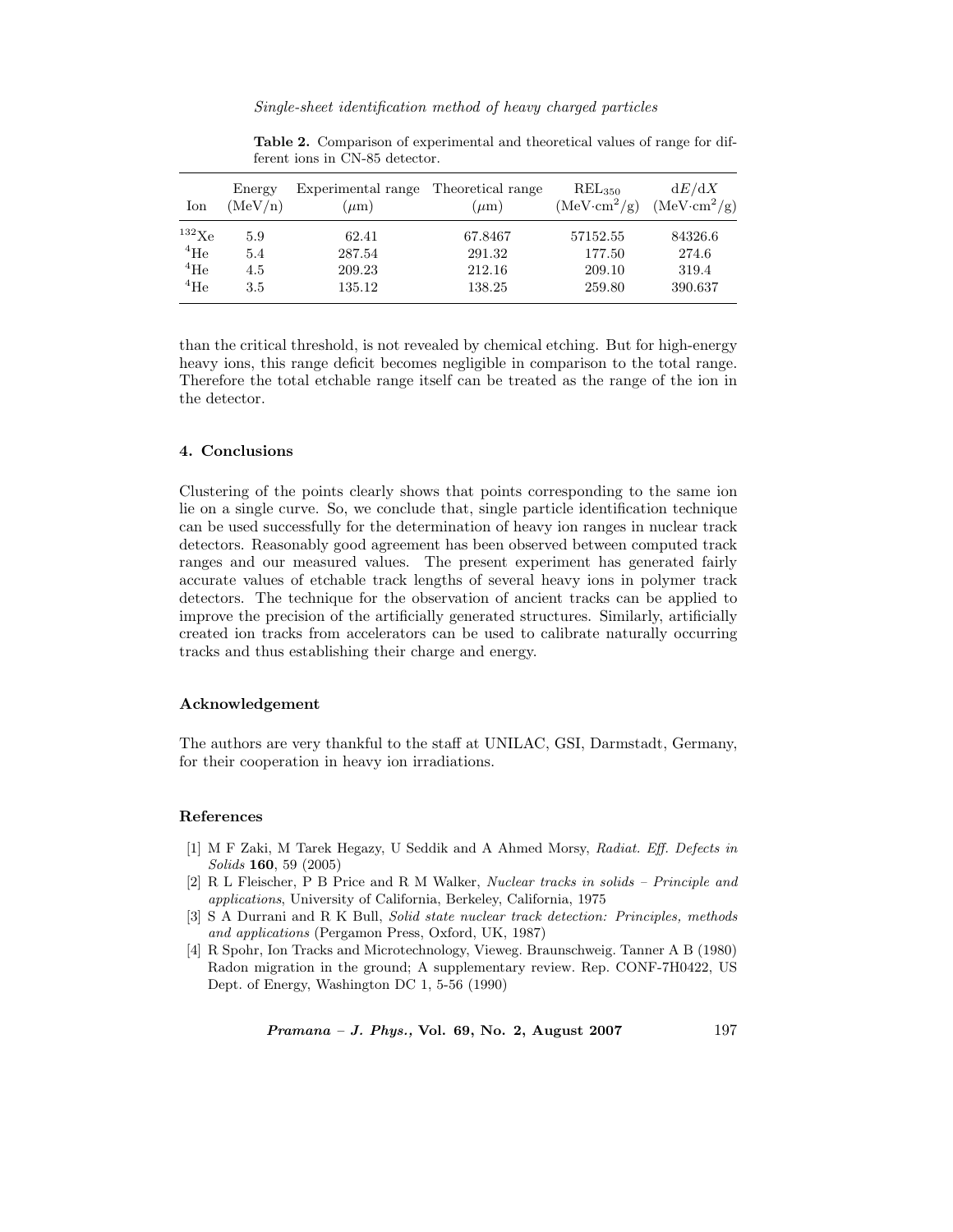**Table 2.** Comparison of experimental and theoretical values of range for different ions in CN-85 detector.

| Ion | Energy (MeV/n) | Experimental range ($\mu$m) | Theoretical range ($\mu$m) | $REL_{350}$ (MeV·cm$^2$/g) | $dE/dX$ (MeV·cm$^2$/g) |
|---|---|---|---|---|---|
| $^{132}$Xe | 5.9 | 62.41 | 67.8467 | 57152.55 | 84326.6 |
| $^{4}$He | 5.4 | 287.54 | 291.32 | 177.50 | 274.6 |
| $^{4}$He | 4.5 | 209.23 | 212.16 | 209.10 | 319.4 |
| $^{4}$He | 3.5 | 135.12 | 138.25 | 259.80 | 390.637 |

than the critical threshold, is not revealed by chemical etching. But for high-energy heavy ions, this range deficit becomes negligible in comparison to the total range. Therefore the total etchable range itself can be treated as the range of the ion in the detector.

#### 4. Conclusions

Clustering of the points clearly shows that points corresponding to the same ion lie on a single curve. So, we conclude that, single particle identification technique can be used successfully for the determination of heavy ion ranges in nuclear track detectors. Reasonably good agreement has been observed between computed track ranges and our measured values. The present experiment has generated fairly accurate values of etchable track lengths of several heavy ions in polymer track detectors. The technique for the observation of ancient tracks can be applied to improve the precision of the artificially generated structures. Similarly, artificially created ion tracks from accelerators can be used to calibrate naturally occurring tracks and thus establishing their charge and energy.

#### Acknowledgement

The authors are very thankful to the staff at UNILAC, GSI, Darmstadt, Germany, for their cooperation in heavy ion irradiations.

#### References

[1] M F Zaki, M Tarek Hegazy, U Seddik and A Ahmed Morsy, *Radiat. Eff. Defects in Solids* **160**, 59 (2005)

[2] R L Fleischer, P B Price and R M Walker, *Nuclear tracks in solids – Principle and applications*, University of California, Berkeley, California, 1975

[3] S A Durrani and R K Bull, *Solid state nuclear track detection: Principles, methods and applications* (Pergamon Press, Oxford, UK, 1987)

[4] R Spohr, Ion Tracks and Microtechnology, Vieweg. Braunschweig. Tanner A B (1980) Radon migration in the ground; A supplementary review. Rep. CONF-7H0422, US Dept. of Energy, Washington DC 1, 5-56 (1990)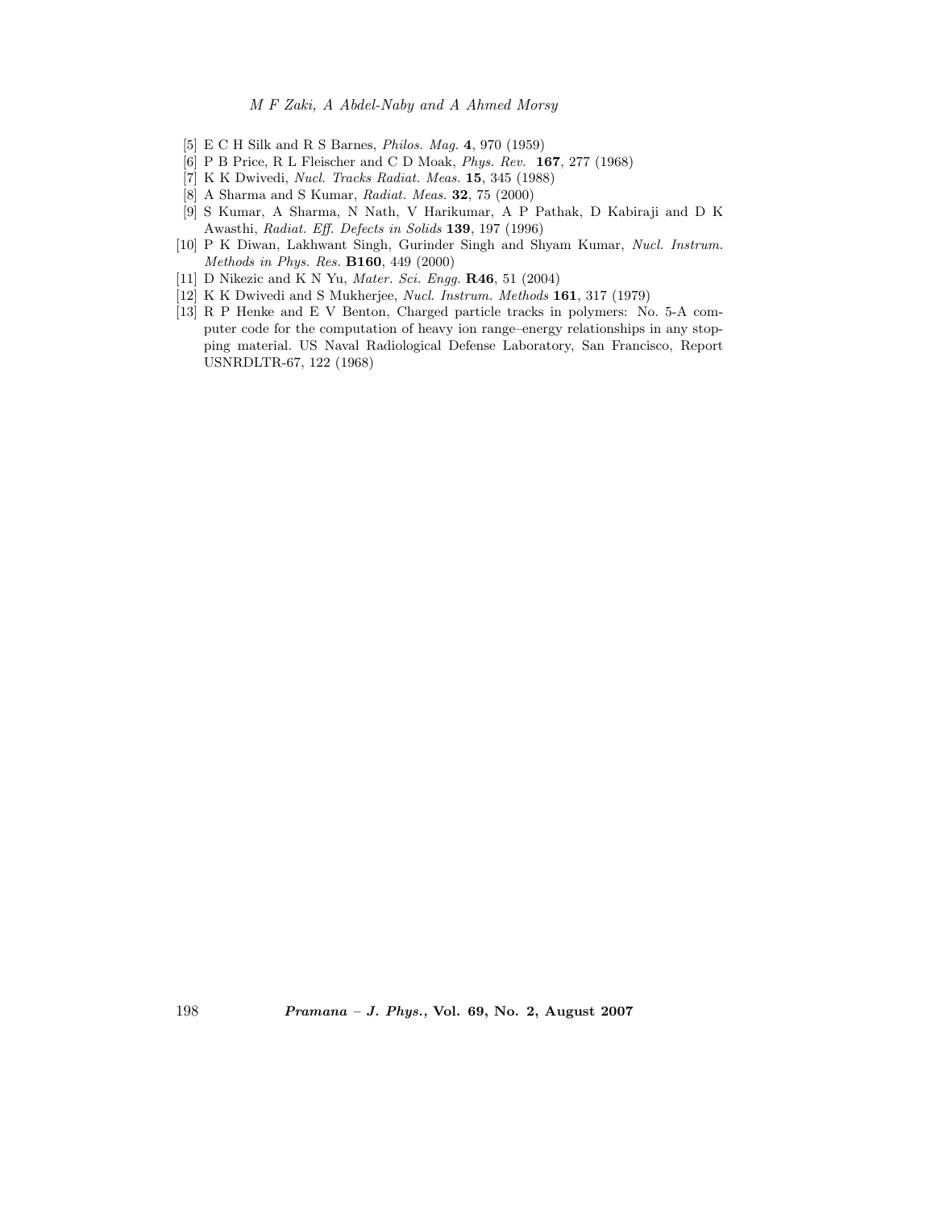[5] E C H Silk and R S Barnes, *Philos. Mag.* **4**, 970 (1959)

[6] P B Price, R L Fleischer and C D Moak, *Phys. Rev.* **167**, 277 (1968)

[7] K K Dwivedi, *Nucl. Tracks Radiat. Meas.* **15**, 345 (1988)

[8] A Sharma and S Kumar, *Radiat. Meas.* **32**, 75 (2000)

[9] S Kumar, A Sharma, N Nath, V Harikumar, A P Pathak, D Kabiraji and D K Awasthi, *Radiat. Eff. Defects in Solids* **139**, 197 (1996)

[10] P K Diwan, Lakhwant Singh, Gurinder Singh and Shyam Kumar, *Nucl. Instrum. Methods in Phys. Res.* **B160**, 449 (2000)

[11] D Nikezic and K N Yu, *Mater. Sci. Engg.* **R46**, 51 (2004)

[12] K K Dwivedi and S Mukherjee, *Nucl. Instrum. Methods* **161**, 317 (1979)

[13] R P Henke and E V Benton, Charged particle tracks in polymers: No. 5-A computer code for the computation of heavy ion range–energy relationships in any stopping material. US Naval Radiological Defense Laboratory, San Francisco, Report USNRDLTR-67, 122 (1968)